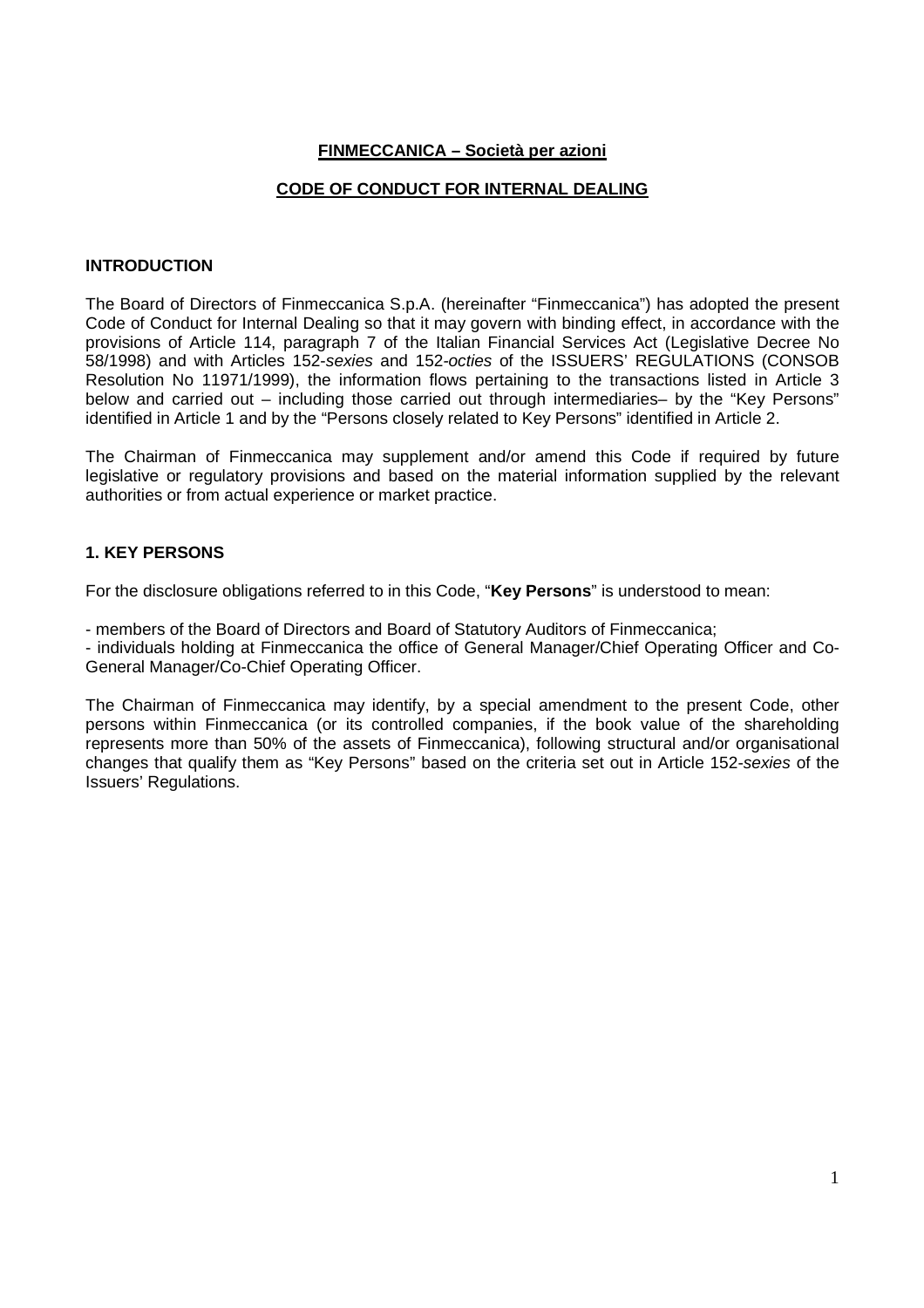**FINMECCANICA – Società per azioni**

**CODE OF CONDUCT FOR INTERNAL DEALING**

## INTRODUCTION

The Board of Directors of Finmeccanica S.p.A. (hereinafter "Finmeccanica") has adopted the present Code of Conduct for Internal Dealing so that it may govern with binding effect, in accordance with the provisions of Article 114, paragraph 7 of the Italian Financial Services Act (Legislative Decree No 58/1998) and with Articles 152-*sexies* and 152-*octies* of the ISSUERS' REGULATIONS (CONSOB Resolution No 11971/1999), the information flows pertaining to the transactions listed in Article 3 below and carried out – including those carried out through intermediaries– by the "Key Persons" identified in Article 1 and by the "Persons closely related to Key Persons" identified in Article 2.

The Chairman of Finmeccanica may supplement and/or amend this Code if required by future legislative or regulatory provisions and based on the material information supplied by the relevant authorities or from actual experience or market practice.

## 1. KEY PERSONS

For the disclosure obligations referred to in this Code, "**Key Persons**" is understood to mean:

- members of the Board of Directors and Board of Statutory Auditors of Finmeccanica;
- individuals holding at Finmeccanica the office of General Manager/Chief Operating Officer and Co-General Manager/Co-Chief Operating Officer.

The Chairman of Finmeccanica may identify, by a special amendment to the present Code, other persons within Finmeccanica (or its controlled companies, if the book value of the shareholding represents more than 50% of the assets of Finmeccanica), following structural and/or organisational changes that qualify them as "Key Persons" based on the criteria set out in Article 152-*sexies* of the Issuers' Regulations.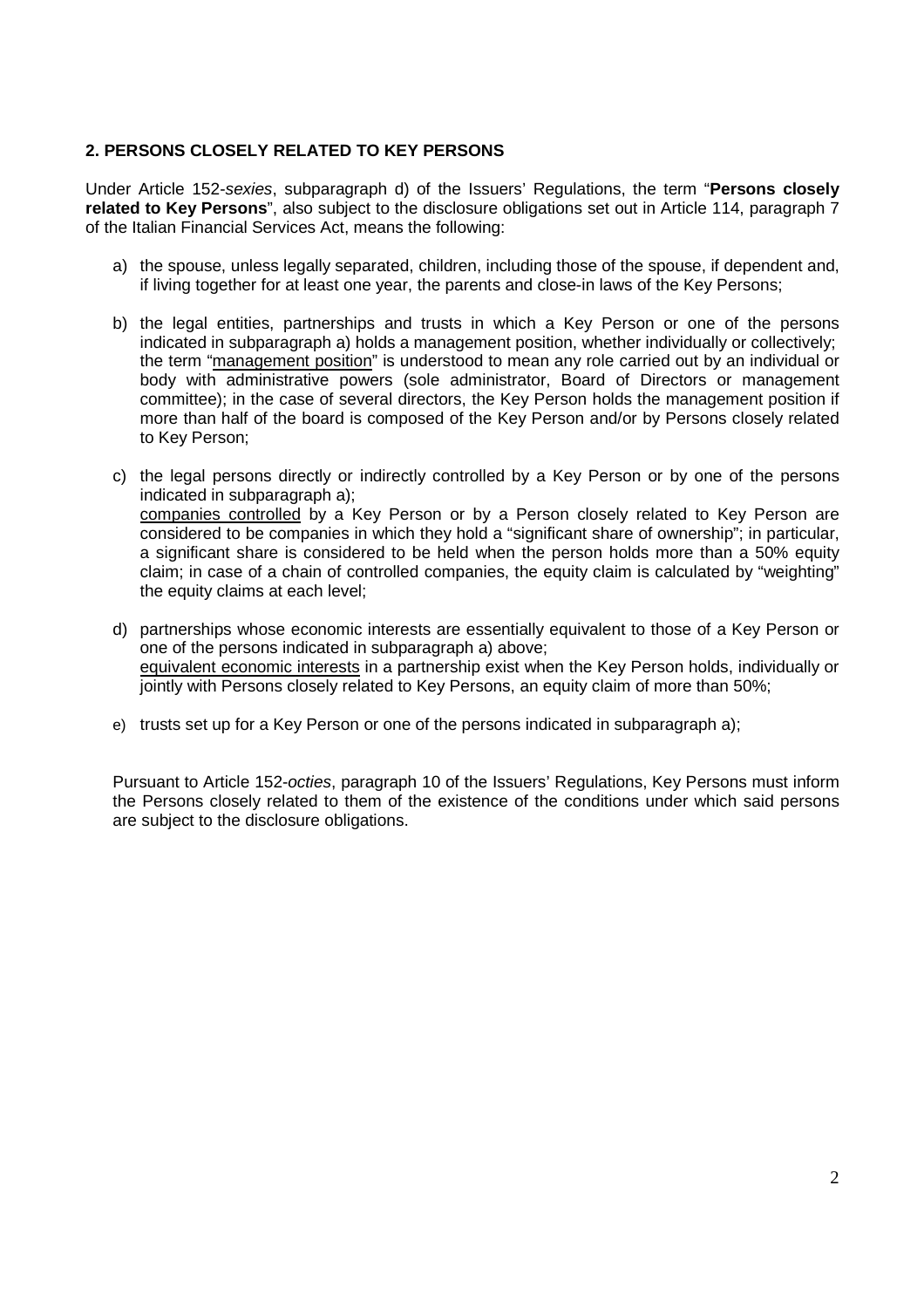## 2. PERSONS CLOSELY RELATED TO KEY PERSONS

Under Article 152-*sexies*, subparagraph d) of the Issuers' Regulations, the term "**Persons closely related to Key Persons**", also subject to the disclosure obligations set out in Article 114, paragraph 7 of the Italian Financial Services Act, means the following:

a) the spouse, unless legally separated, children, including those of the spouse, if dependent and, if living together for at least one year, the parents and close-in laws of the Key Persons;

b) the legal entities, partnerships and trusts in which a Key Person or one of the persons indicated in subparagraph a) holds a management position, whether individually or collectively; the term "management position" is understood to mean any role carried out by an individual or body with administrative powers (sole administrator, Board of Directors or management committee); in the case of several directors, the Key Person holds the management position if more than half of the board is composed of the Key Person and/or by Persons closely related to Key Person;

c) the legal persons directly or indirectly controlled by a Key Person or by one of the persons indicated in subparagraph a);
companies controlled by a Key Person or by a Person closely related to Key Person are considered to be companies in which they hold a "significant share of ownership"; in particular, a significant share is considered to be held when the person holds more than a 50% equity claim; in case of a chain of controlled companies, the equity claim is calculated by "weighting" the equity claims at each level;

d) partnerships whose economic interests are essentially equivalent to those of a Key Person or one of the persons indicated in subparagraph a) above;
equivalent economic interests in a partnership exist when the Key Person holds, individually or jointly with Persons closely related to Key Persons, an equity claim of more than 50%;

e) trusts set up for a Key Person or one of the persons indicated in subparagraph a);

Pursuant to Article 152-*octies*, paragraph 10 of the Issuers' Regulations, Key Persons must inform the Persons closely related to them of the existence of the conditions under which said persons are subject to the disclosure obligations.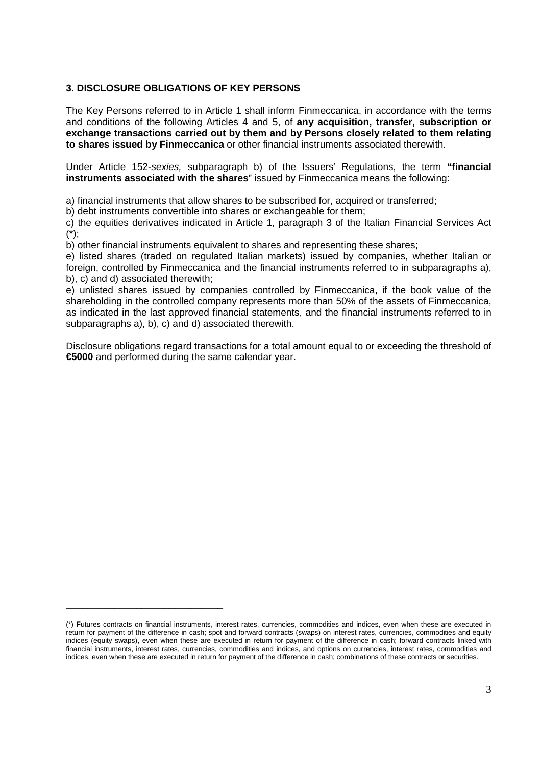### 3. DISCLOSURE OBLIGATIONS OF KEY PERSONS

The Key Persons referred to in Article 1 shall inform Finmeccanica, in accordance with the terms and conditions of the following Articles 4 and 5, of **any acquisition, transfer, subscription or exchange transactions carried out by them and by Persons closely related to them relating to shares issued by Finmeccanica** or other financial instruments associated therewith.

Under Article 152-*sexies,* subparagraph b) of the Issuers' Regulations, the term **"financial instruments associated with the shares**" issued by Finmeccanica means the following:

a) financial instruments that allow shares to be subscribed for, acquired or transferred;
b) debt instruments convertible into shares or exchangeable for them;
c) the equities derivatives indicated in Article 1, paragraph 3 of the Italian Financial Services Act (*);
b) other financial instruments equivalent to shares and representing these shares;
e) listed shares (traded on regulated Italian markets) issued by companies, whether Italian or foreign, controlled by Finmeccanica and the financial instruments referred to in subparagraphs a), b), c) and d) associated therewith;
e) unlisted shares issued by companies controlled by Finmeccanica, if the book value of the shareholding in the controlled company represents more than 50% of the assets of Finmeccanica, as indicated in the last approved financial statements, and the financial instruments referred to in subparagraphs a), b), c) and d) associated therewith.

Disclosure obligations regard transactions for a total amount equal to or exceeding the threshold of **€5000** and performed during the same calendar year.

---

(*) Futures contracts on financial instruments, interest rates, currencies, commodities and indices, even when these are executed in return for payment of the difference in cash; spot and forward contracts (swaps) on interest rates, currencies, commodities and equity indices (equity swaps), even when these are executed in return for payment of the difference in cash; forward contracts linked with financial instruments, interest rates, currencies, commodities and indices, and options on currencies, interest rates, commodities and indices, even when these are executed in return for payment of the difference in cash; combinations of these contracts or securities.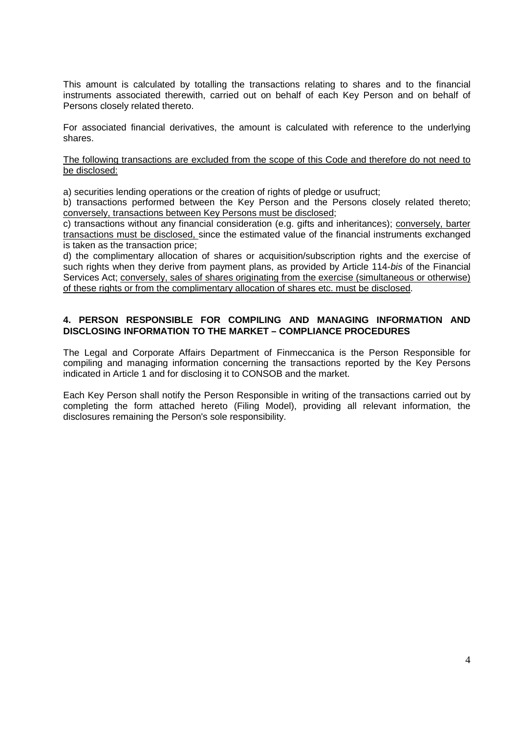This amount is calculated by totalling the transactions relating to shares and to the financial instruments associated therewith, carried out on behalf of each Key Person and on behalf of Persons closely related thereto.

For associated financial derivatives, the amount is calculated with reference to the underlying shares.

<u>The following transactions are excluded from the scope of this Code and therefore do not need to be disclosed:</u>

a) securities lending operations or the creation of rights of pledge or usufruct;
b) transactions performed between the Key Person and the Persons closely related thereto; <u>conversely, transactions between Key Persons must be disclosed</u>;
c) transactions without any financial consideration (e.g. gifts and inheritances); <u>conversely, barter transactions must be disclosed,</u> since the estimated value of the financial instruments exchanged is taken as the transaction price;
d) the complimentary allocation of shares or acquisition/subscription rights and the exercise of such rights when they derive from payment plans, as provided by Article 114-*bis* of the Financial Services Act; <u>conversely, sales of shares originating from the exercise (simultaneous or otherwise) of these rights or from the complimentary allocation of shares etc. must be disclosed</u>.

## 4. PERSON RESPONSIBLE FOR COMPILING AND MANAGING INFORMATION AND DISCLOSING INFORMATION TO THE MARKET – COMPLIANCE PROCEDURES

The Legal and Corporate Affairs Department of Finmeccanica is the Person Responsible for compiling and managing information concerning the transactions reported by the Key Persons indicated in Article 1 and for disclosing it to CONSOB and the market.

Each Key Person shall notify the Person Responsible in writing of the transactions carried out by completing the form attached hereto (Filing Model), providing all relevant information, the disclosures remaining the Person's sole responsibility.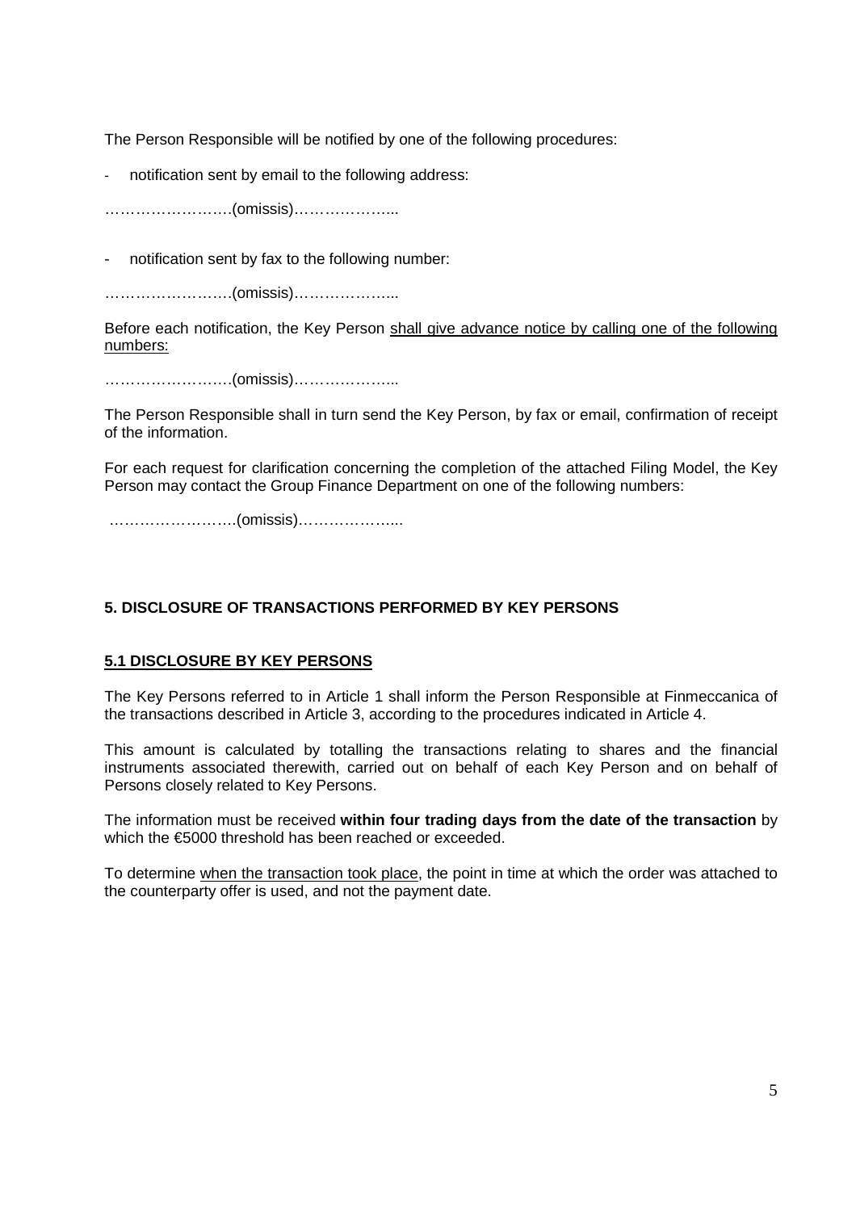The Person Responsible will be notified by one of the following procedures:

- notification sent by email to the following address:

…………………….(omissis)………………..

- notification sent by fax to the following number:

…………………….(omissis)………………..

Before each notification, the Key Person <u>shall give advance notice by calling one of the following numbers:</u>

…………………….(omissis)………………..

The Person Responsible shall in turn send the Key Person, by fax or email, confirmation of receipt of the information.

For each request for clarification concerning the completion of the attached Filing Model, the Key Person may contact the Group Finance Department on one of the following numbers:

…………………….(omissis)………………...

## 5. DISCLOSURE OF TRANSACTIONS PERFORMED BY KEY PERSONS

### 5.1 DISCLOSURE BY KEY PERSONS

The Key Persons referred to in Article 1 shall inform the Person Responsible at Finmeccanica of the transactions described in Article 3, according to the procedures indicated in Article 4.

This amount is calculated by totalling the transactions relating to shares and the financial instruments associated therewith, carried out on behalf of each Key Person and on behalf of Persons closely related to Key Persons.

The information must be received **within four trading days from the date of the transaction** by which the €5000 threshold has been reached or exceeded.

To determine <u>when the transaction took place</u>, the point in time at which the order was attached to the counterparty offer is used, and not the payment date.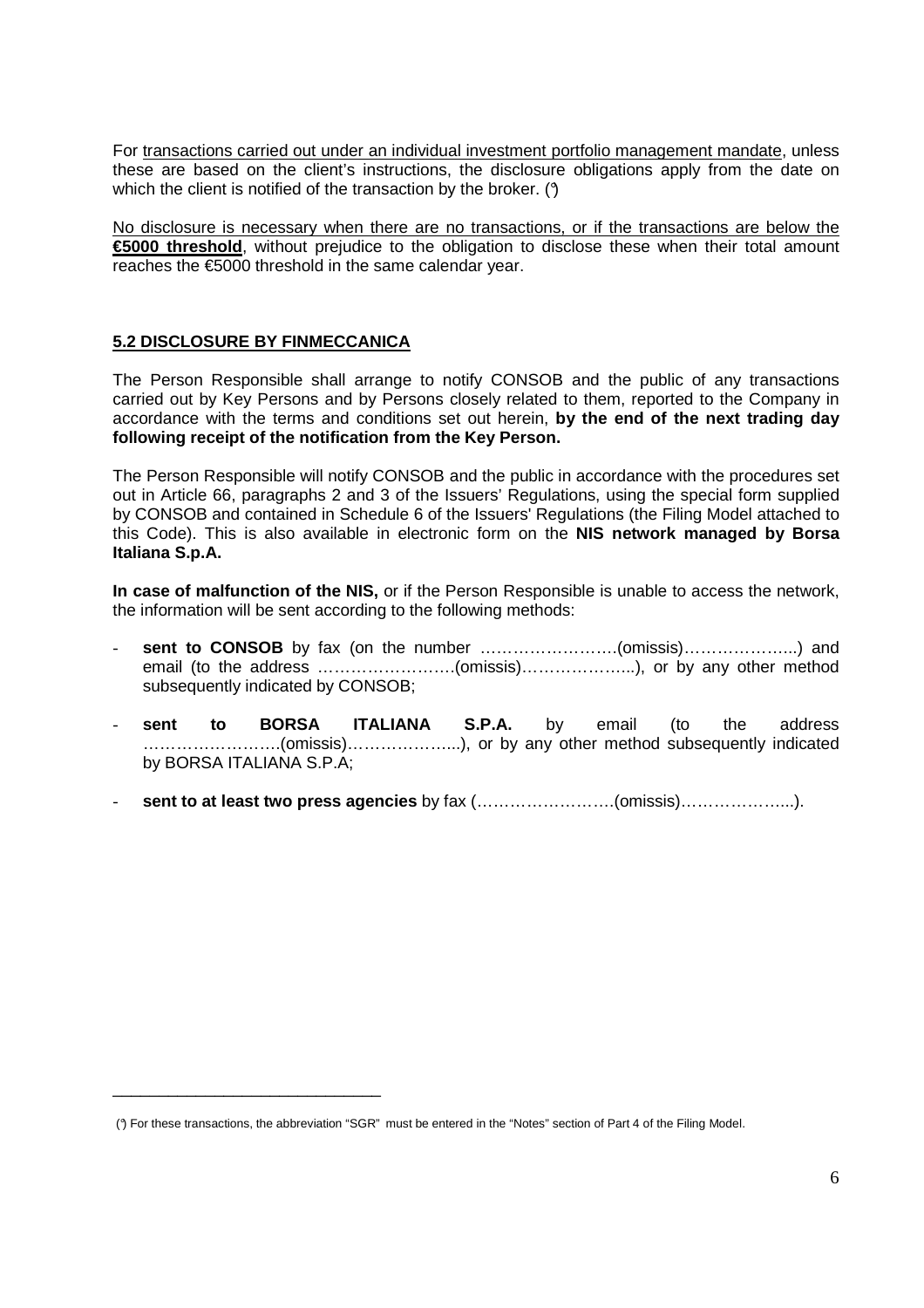For transactions carried out under an individual investment portfolio management mandate, unless these are based on the client's instructions, the disclosure obligations apply from the date on which the client is notified of the transaction by the broker. (°)

No disclosure is necessary when there are no transactions, or if the transactions are below the **€5000 threshold**, without prejudice to the obligation to disclose these when their total amount reaches the €5000 threshold in the same calendar year.

### 5.2 DISCLOSURE BY FINMECCANICA

The Person Responsible shall arrange to notify CONSOB and the public of any transactions carried out by Key Persons and by Persons closely related to them, reported to the Company in accordance with the terms and conditions set out herein, **by the end of the next trading day following receipt of the notification from the Key Person.**

The Person Responsible will notify CONSOB and the public in accordance with the procedures set out in Article 66, paragraphs 2 and 3 of the Issuers' Regulations, using the special form supplied by CONSOB and contained in Schedule 6 of the Issuers' Regulations (the Filing Model attached to this Code). This is also available in electronic form on the **NIS network managed by Borsa Italiana S.p.A.**

**In case of malfunction of the NIS,** or if the Person Responsible is unable to access the network, the information will be sent according to the following methods:

- **sent to CONSOB** by fax (on the number …………………….(omissis)………………...) and email (to the address …………………….(omissis)………………...), or by any other method subsequently indicated by CONSOB;
- **sent to BORSA ITALIANA S.P.A.** by email (to the address …………………….(omissis)………………...), or by any other method subsequently indicated by BORSA ITALIANA S.P.A;
- **sent to at least two press agencies** by fax (…………………….(omissis)………………...).

---

(°) For these transactions, the abbreviation "SGR" must be entered in the "Notes" section of Part 4 of the Filing Model.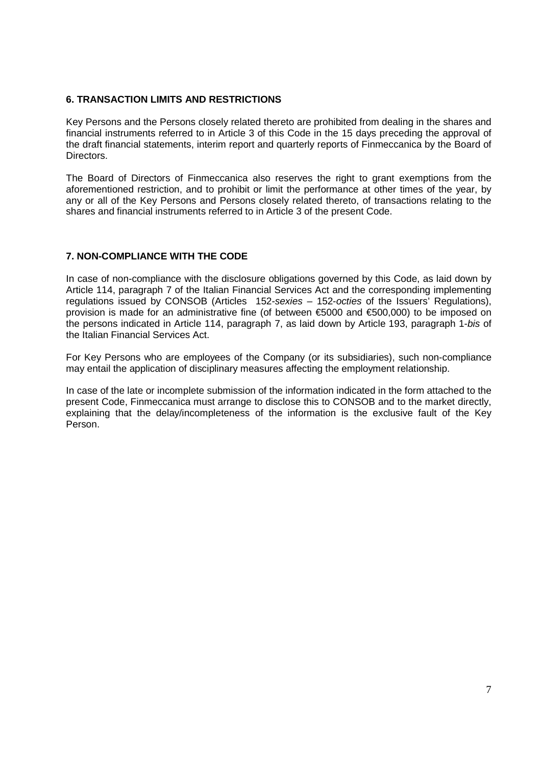## 6. TRANSACTION LIMITS AND RESTRICTIONS

Key Persons and the Persons closely related thereto are prohibited from dealing in the shares and financial instruments referred to in Article 3 of this Code in the 15 days preceding the approval of the draft financial statements, interim report and quarterly reports of Finmeccanica by the Board of Directors.

The Board of Directors of Finmeccanica also reserves the right to grant exemptions from the aforementioned restriction, and to prohibit or limit the performance at other times of the year, by any or all of the Key Persons and Persons closely related thereto, of transactions relating to the shares and financial instruments referred to in Article 3 of the present Code.

## 7. NON-COMPLIANCE WITH THE CODE

In case of non-compliance with the disclosure obligations governed by this Code, as laid down by Article 114, paragraph 7 of the Italian Financial Services Act and the corresponding implementing regulations issued by CONSOB (Articles 152-*sexies* – 152-*octies* of the Issuers' Regulations), provision is made for an administrative fine (of between €5000 and €500,000) to be imposed on the persons indicated in Article 114, paragraph 7, as laid down by Article 193, paragraph 1-*bis* of the Italian Financial Services Act.

For Key Persons who are employees of the Company (or its subsidiaries), such non-compliance may entail the application of disciplinary measures affecting the employment relationship.

In case of the late or incomplete submission of the information indicated in the form attached to the present Code, Finmeccanica must arrange to disclose this to CONSOB and to the market directly, explaining that the delay/incompleteness of the information is the exclusive fault of the Key Person.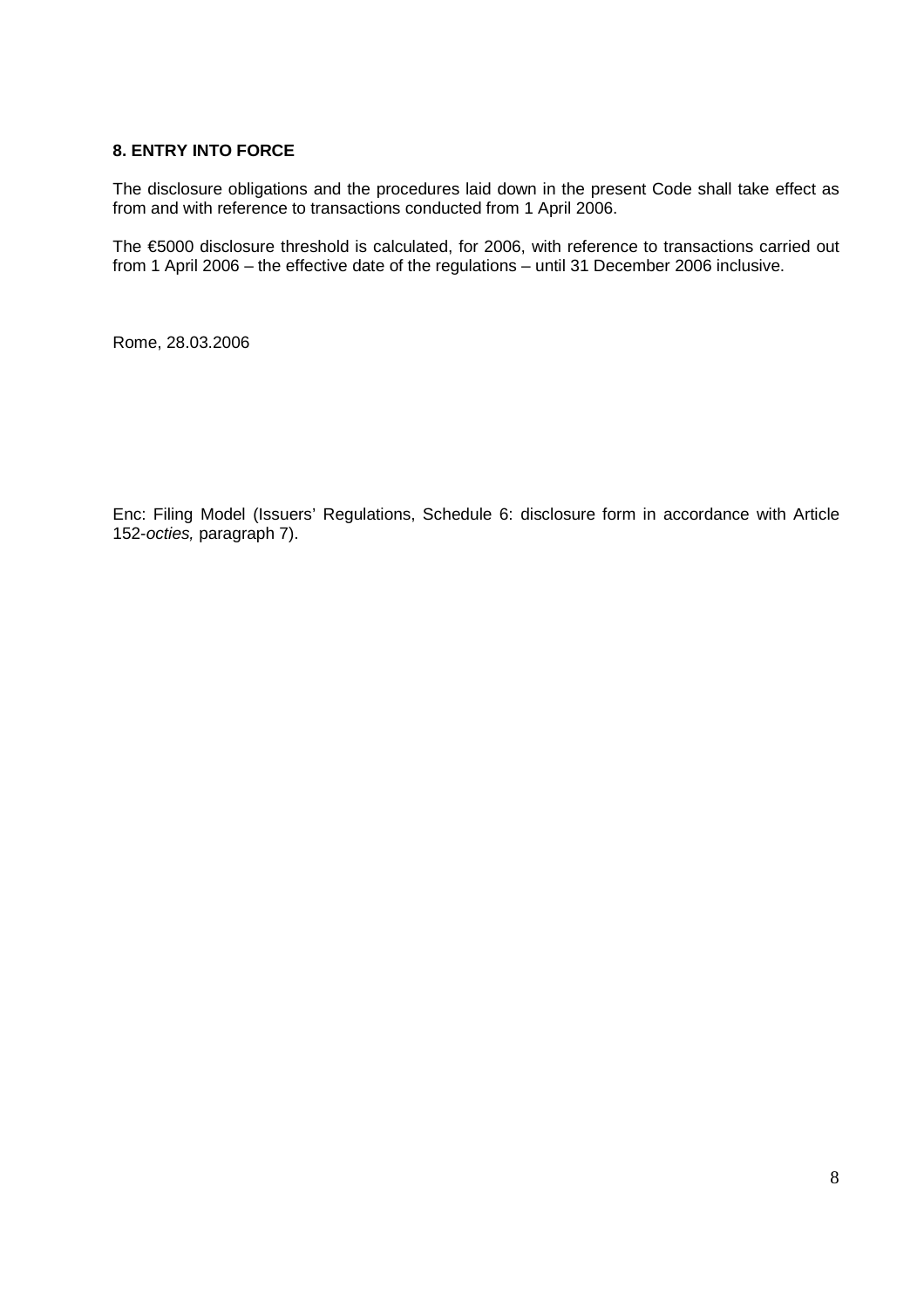## 8. ENTRY INTO FORCE

The disclosure obligations and the procedures laid down in the present Code shall take effect as from and with reference to transactions conducted from 1 April 2006.

The €5000 disclosure threshold is calculated, for 2006, with reference to transactions carried out from 1 April 2006 – the effective date of the regulations – until 31 December 2006 inclusive.

Rome, 28.03.2006

Enc: Filing Model (Issuers' Regulations, Schedule 6: disclosure form in accordance with Article 152-*octies,* paragraph 7).